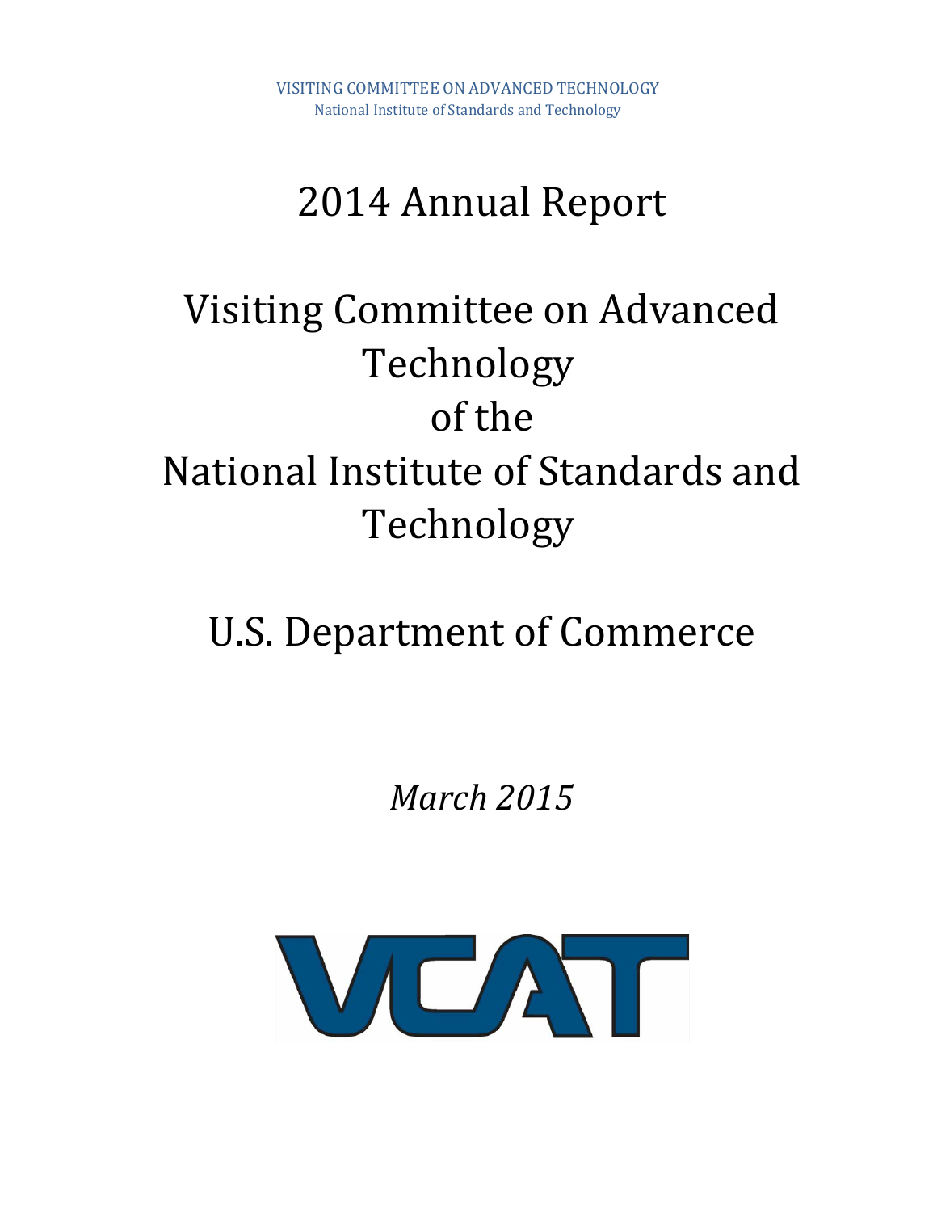VISITING COMMITTEE ON ADVANCED TECHNOLOGY
National Institute of Standards and Technology

# 2014 Annual Report

# Visiting Committee on Advanced Technology of the National Institute of Standards and Technology

# U.S. Department of Commerce

*March 2015*

VCAT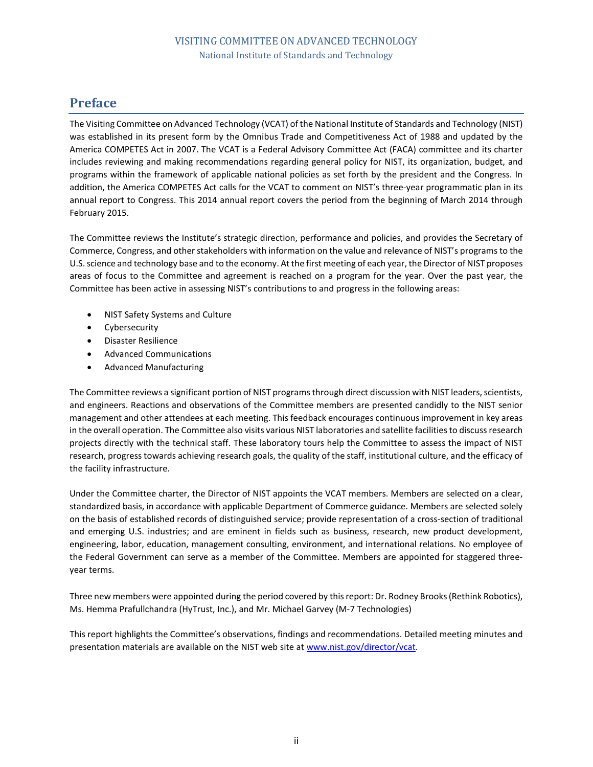## Preface

The Visiting Committee on Advanced Technology (VCAT) of the National Institute of Standards and Technology (NIST) was established in its present form by the Omnibus Trade and Competitiveness Act of 1988 and updated by the America COMPETES Act in 2007. The VCAT is a Federal Advisory Committee Act (FACA) committee and its charter includes reviewing and making recommendations regarding general policy for NIST, its organization, budget, and programs within the framework of applicable national policies as set forth by the president and the Congress. In addition, the America COMPETES Act calls for the VCAT to comment on NIST's three-year programmatic plan in its annual report to Congress. This 2014 annual report covers the period from the beginning of March 2014 through February 2015.

The Committee reviews the Institute's strategic direction, performance and policies, and provides the Secretary of Commerce, Congress, and other stakeholders with information on the value and relevance of NIST's programs to the U.S. science and technology base and to the economy. At the first meeting of each year, the Director of NIST proposes areas of focus to the Committee and agreement is reached on a program for the year. Over the past year, the Committee has been active in assessing NIST's contributions to and progress in the following areas:

- NIST Safety Systems and Culture
- Cybersecurity
- Disaster Resilience
- Advanced Communications
- Advanced Manufacturing

The Committee reviews a significant portion of NIST programs through direct discussion with NIST leaders, scientists, and engineers. Reactions and observations of the Committee members are presented candidly to the NIST senior management and other attendees at each meeting. This feedback encourages continuous improvement in key areas in the overall operation. The Committee also visits various NIST laboratories and satellite facilities to discuss research projects directly with the technical staff. These laboratory tours help the Committee to assess the impact of NIST research, progress towards achieving research goals, the quality of the staff, institutional culture, and the efficacy of the facility infrastructure.

Under the Committee charter, the Director of NIST appoints the VCAT members. Members are selected on a clear, standardized basis, in accordance with applicable Department of Commerce guidance. Members are selected solely on the basis of established records of distinguished service; provide representation of a cross-section of traditional and emerging U.S. industries; and are eminent in fields such as business, research, new product development, engineering, labor, education, management consulting, environment, and international relations. No employee of the Federal Government can serve as a member of the Committee. Members are appointed for staggered three-year terms.

Three new members were appointed during the period covered by this report: Dr. Rodney Brooks (Rethink Robotics), Ms. Hemma Prafullchandra (HyTrust, Inc.), and Mr. Michael Garvey (M-7 Technologies)

This report highlights the Committee's observations, findings and recommendations. Detailed meeting minutes and presentation materials are available on the NIST web site at www.nist.gov/director/vcat.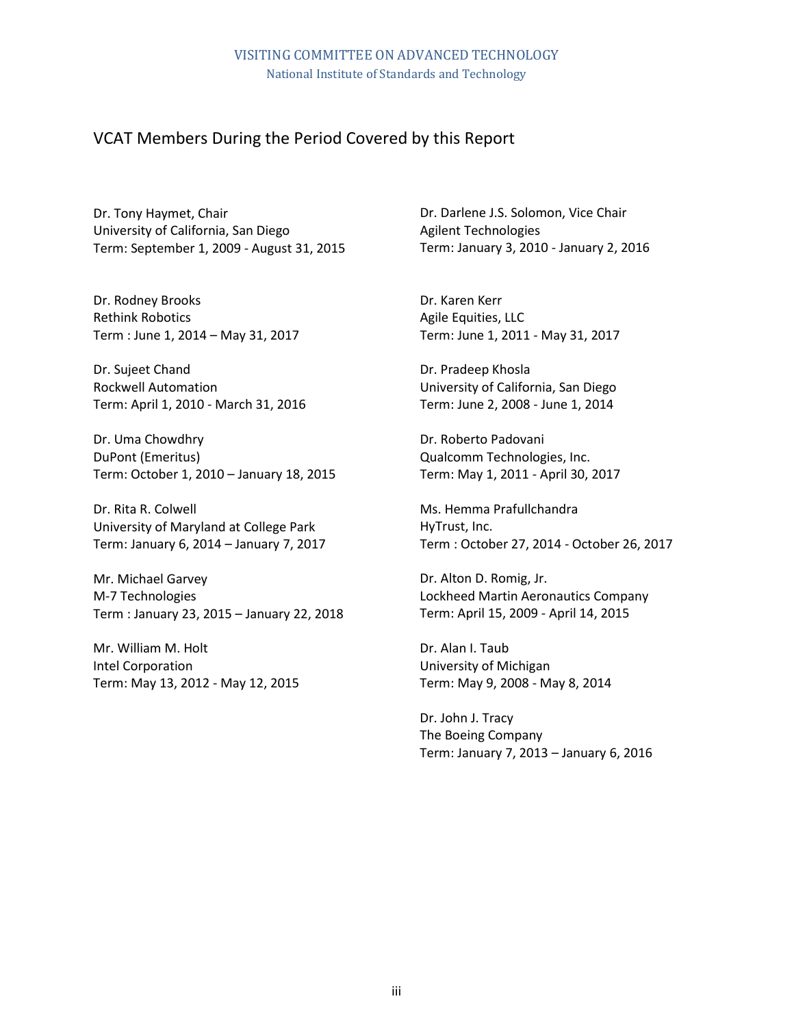VISITING COMMITTEE ON ADVANCED TECHNOLOGY
National Institute of Standards and Technology

## VCAT Members During the Period Covered by this Report

Dr. Tony Haymet, Chair
University of California, San Diego
Term: September 1, 2009 - August 31, 2015

Dr. Rodney Brooks
Rethink Robotics
Term : June 1, 2014 – May 31, 2017

Dr. Sujeet Chand
Rockwell Automation
Term: April 1, 2010 - March 31, 2016

Dr. Uma Chowdhry
DuPont (Emeritus)
Term: October 1, 2010 – January 18, 2015

Dr. Rita R. Colwell
University of Maryland at College Park
Term: January 6, 2014 – January 7, 2017

Mr. Michael Garvey
M-7 Technologies
Term : January 23, 2015 – January 22, 2018

Mr. William M. Holt
Intel Corporation
Term: May 13, 2012 - May 12, 2015

Dr. Darlene J.S. Solomon, Vice Chair
Agilent Technologies
Term: January 3, 2010 - January 2, 2016

Dr. Karen Kerr
Agile Equities, LLC
Term: June 1, 2011 - May 31, 2017

Dr. Pradeep Khosla
University of California, San Diego
Term: June 2, 2008 - June 1, 2014

Dr. Roberto Padovani
Qualcomm Technologies, Inc.
Term: May 1, 2011 - April 30, 2017

Ms. Hemma Prafullchandra
HyTrust, Inc.
Term : October 27, 2014 - October 26, 2017

Dr. Alton D. Romig, Jr.
Lockheed Martin Aeronautics Company
Term: April 15, 2009 - April 14, 2015

Dr. Alan I. Taub
University of Michigan
Term: May 9, 2008 - May 8, 2014

Dr. John J. Tracy
The Boeing Company
Term: January 7, 2013 – January 6, 2016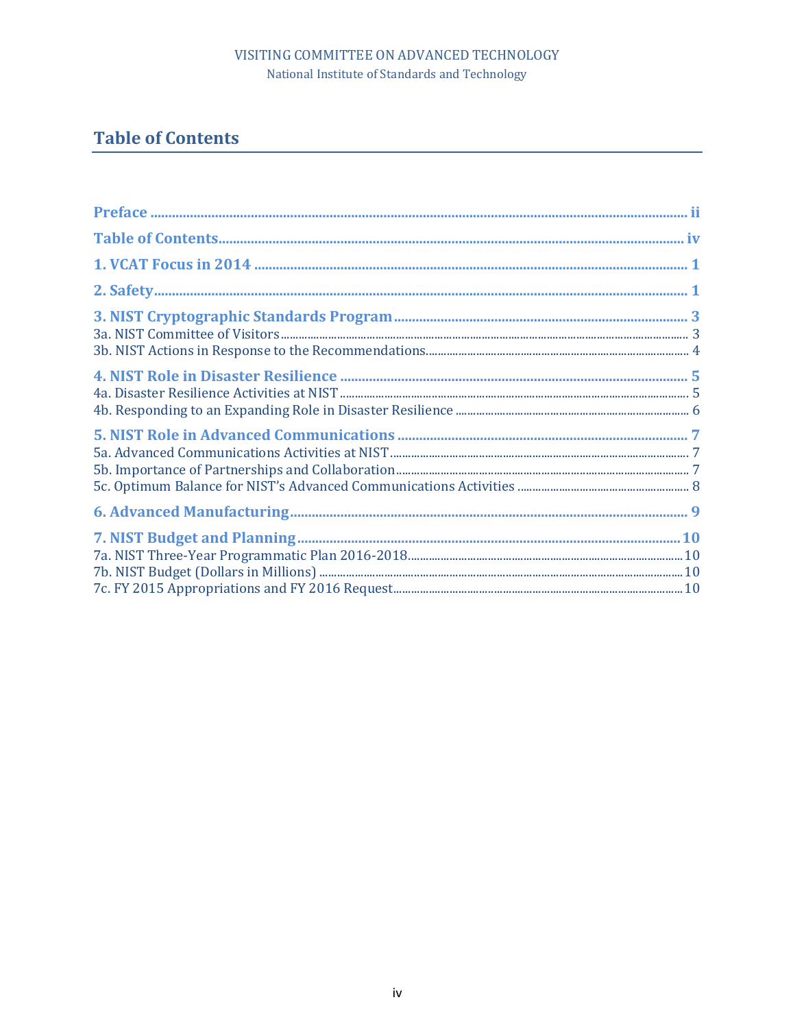## Table of Contents

**Preface** .......... ii

**Table of Contents** .......... iv

**1. VCAT Focus in 2014** .......... 1

**2. Safety** .......... 1

**3. NIST Cryptographic Standards Program** .......... 3

3a. NIST Committee of Visitors .......... 3

3b. NIST Actions in Response to the Recommendations .......... 4

**4. NIST Role in Disaster Resilience** .......... 5

4a. Disaster Resilience Activities at NIST .......... 5

4b. Responding to an Expanding Role in Disaster Resilience .......... 6

**5. NIST Role in Advanced Communications** .......... 7

5a. Advanced Communications Activities at NIST .......... 7

5b. Importance of Partnerships and Collaboration .......... 7

5c. Optimum Balance for NIST's Advanced Communications Activities .......... 8

**6. Advanced Manufacturing** .......... 9

**7. NIST Budget and Planning** .......... 10

7a. NIST Three-Year Programmatic Plan 2016-2018 .......... 10

7b. NIST Budget (Dollars in Millions) .......... 10

7c. FY 2015 Appropriations and FY 2016 Request .......... 10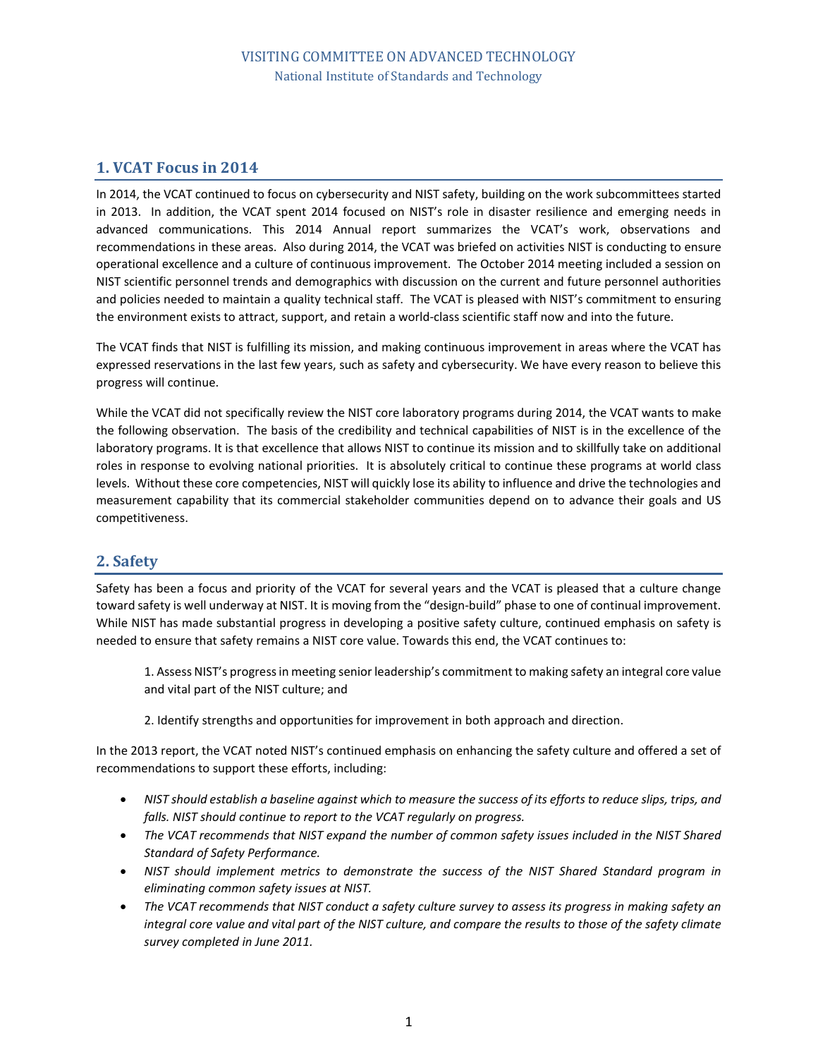## 1. VCAT Focus in 2014

In 2014, the VCAT continued to focus on cybersecurity and NIST safety, building on the work subcommittees started in 2013. In addition, the VCAT spent 2014 focused on NIST's role in disaster resilience and emerging needs in advanced communications. This 2014 Annual report summarizes the VCAT's work, observations and recommendations in these areas. Also during 2014, the VCAT was briefed on activities NIST is conducting to ensure operational excellence and a culture of continuous improvement. The October 2014 meeting included a session on NIST scientific personnel trends and demographics with discussion on the current and future personnel authorities and policies needed to maintain a quality technical staff. The VCAT is pleased with NIST's commitment to ensuring the environment exists to attract, support, and retain a world-class scientific staff now and into the future.

The VCAT finds that NIST is fulfilling its mission, and making continuous improvement in areas where the VCAT has expressed reservations in the last few years, such as safety and cybersecurity. We have every reason to believe this progress will continue.

While the VCAT did not specifically review the NIST core laboratory programs during 2014, the VCAT wants to make the following observation. The basis of the credibility and technical capabilities of NIST is in the excellence of the laboratory programs. It is that excellence that allows NIST to continue its mission and to skillfully take on additional roles in response to evolving national priorities. It is absolutely critical to continue these programs at world class levels. Without these core competencies, NIST will quickly lose its ability to influence and drive the technologies and measurement capability that its commercial stakeholder communities depend on to advance their goals and US competitiveness.

## 2. Safety

Safety has been a focus and priority of the VCAT for several years and the VCAT is pleased that a culture change toward safety is well underway at NIST. It is moving from the "design-build" phase to one of continual improvement. While NIST has made substantial progress in developing a positive safety culture, continued emphasis on safety is needed to ensure that safety remains a NIST core value. Towards this end, the VCAT continues to:

1. Assess NIST's progress in meeting senior leadership's commitment to making safety an integral core value and vital part of the NIST culture; and

2. Identify strengths and opportunities for improvement in both approach and direction.

In the 2013 report, the VCAT noted NIST's continued emphasis on enhancing the safety culture and offered a set of recommendations to support these efforts, including:

- *NIST should establish a baseline against which to measure the success of its efforts to reduce slips, trips, and falls. NIST should continue to report to the VCAT regularly on progress.*
- *The VCAT recommends that NIST expand the number of common safety issues included in the NIST Shared Standard of Safety Performance.*
- *NIST should implement metrics to demonstrate the success of the NIST Shared Standard program in eliminating common safety issues at NIST.*
- *The VCAT recommends that NIST conduct a safety culture survey to assess its progress in making safety an integral core value and vital part of the NIST culture, and compare the results to those of the safety climate survey completed in June 2011.*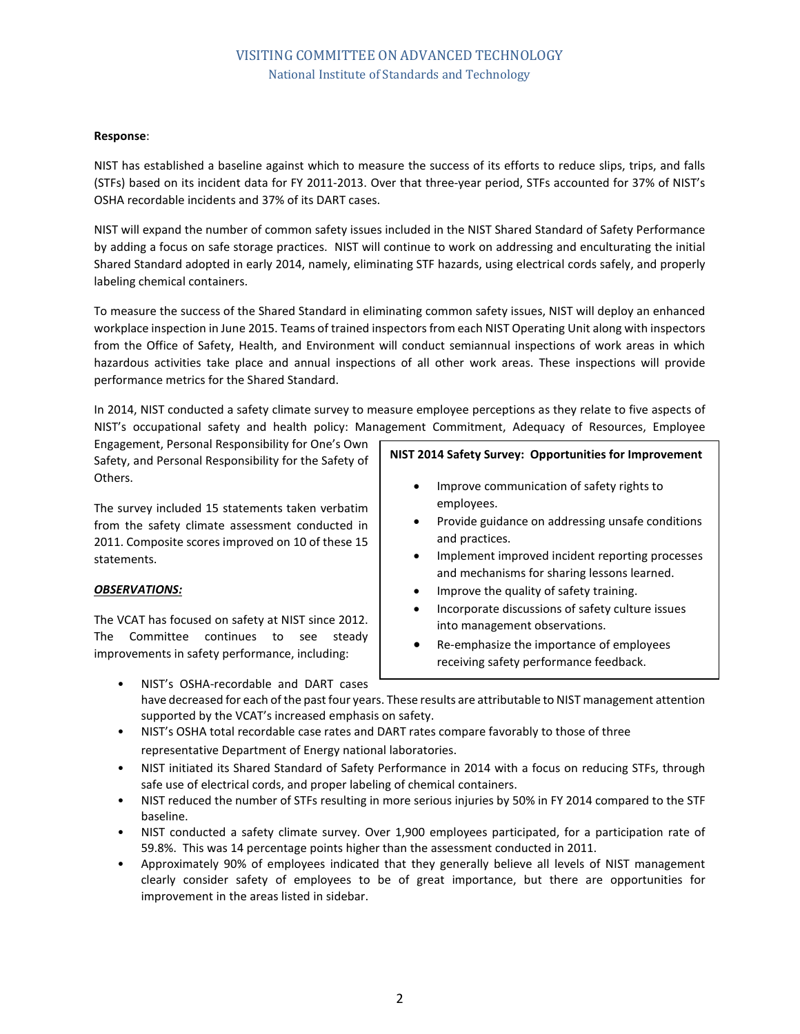**Response**:

NIST has established a baseline against which to measure the success of its efforts to reduce slips, trips, and falls (STFs) based on its incident data for FY 2011-2013. Over that three-year period, STFs accounted for 37% of NIST's OSHA recordable incidents and 37% of its DART cases.

NIST will expand the number of common safety issues included in the NIST Shared Standard of Safety Performance by adding a focus on safe storage practices. NIST will continue to work on addressing and enculturating the initial Shared Standard adopted in early 2014, namely, eliminating STF hazards, using electrical cords safely, and properly labeling chemical containers.

To measure the success of the Shared Standard in eliminating common safety issues, NIST will deploy an enhanced workplace inspection in June 2015. Teams of trained inspectors from each NIST Operating Unit along with inspectors from the Office of Safety, Health, and Environment will conduct semiannual inspections of work areas in which hazardous activities take place and annual inspections of all other work areas. These inspections will provide performance metrics for the Shared Standard.

In 2014, NIST conducted a safety climate survey to measure employee perceptions as they relate to five aspects of NIST's occupational safety and health policy: Management Commitment, Adequacy of Resources, Employee Engagement, Personal Responsibility for One's Own Safety, and Personal Responsibility for the Safety of Others.

The survey included 15 statements taken verbatim from the safety climate assessment conducted in 2011. Composite scores improved on 10 of these 15 statements.

**NIST 2014 Safety Survey: Opportunities for Improvement**

- Improve communication of safety rights to employees.
- Provide guidance on addressing unsafe conditions and practices.
- Implement improved incident reporting processes and mechanisms for sharing lessons learned.
- Improve the quality of safety training.
- Incorporate discussions of safety culture issues into management observations.
- Re-emphasize the importance of employees receiving safety performance feedback.

***OBSERVATIONS:***

The VCAT has focused on safety at NIST since 2012. The Committee continues to see steady improvements in safety performance, including:

- NIST's OSHA-recordable and DART cases have decreased for each of the past four years. These results are attributable to NIST management attention supported by the VCAT's increased emphasis on safety.
- NIST's OSHA total recordable case rates and DART rates compare favorably to those of three representative Department of Energy national laboratories.
- NIST initiated its Shared Standard of Safety Performance in 2014 with a focus on reducing STFs, through safe use of electrical cords, and proper labeling of chemical containers.
- NIST reduced the number of STFs resulting in more serious injuries by 50% in FY 2014 compared to the STF baseline.
- NIST conducted a safety climate survey. Over 1,900 employees participated, for a participation rate of 59.8%. This was 14 percentage points higher than the assessment conducted in 2011.
- Approximately 90% of employees indicated that they generally believe all levels of NIST management clearly consider safety of employees to be of great importance, but there are opportunities for improvement in the areas listed in sidebar.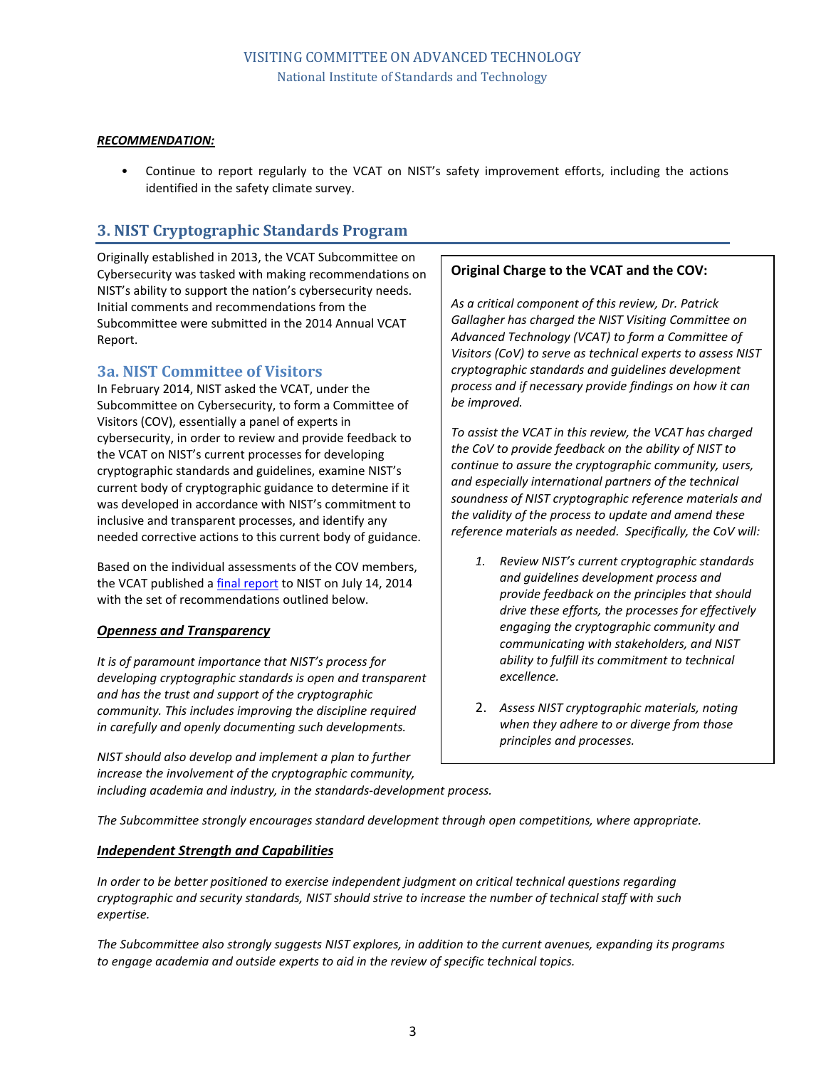***RECOMMENDATION:***

- Continue to report regularly to the VCAT on NIST's safety improvement efforts, including the actions identified in the safety climate survey.

## 3. NIST Cryptographic Standards Program

Originally established in 2013, the VCAT Subcommittee on Cybersecurity was tasked with making recommendations on NIST's ability to support the nation's cybersecurity needs. Initial comments and recommendations from the Subcommittee were submitted in the 2014 Annual VCAT Report.

### 3a. NIST Committee of Visitors

In February 2014, NIST asked the VCAT, under the Subcommittee on Cybersecurity, to form a Committee of Visitors (COV), essentially a panel of experts in cybersecurity, in order to review and provide feedback to the VCAT on NIST's current processes for developing cryptographic standards and guidelines, examine NIST's current body of cryptographic guidance to determine if it was developed in accordance with NIST's commitment to inclusive and transparent processes, and identify any needed corrective actions to this current body of guidance.

Based on the individual assessments of the COV members, the VCAT published a final report to NIST on July 14, 2014 with the set of recommendations outlined below.

**Original Charge to the VCAT and the COV:**

*As a critical component of this review, Dr. Patrick Gallagher has charged the NIST Visiting Committee on Advanced Technology (VCAT) to form a Committee of Visitors (CoV) to serve as technical experts to assess NIST cryptographic standards and guidelines development process and if necessary provide findings on how it can be improved.*

*To assist the VCAT in this review, the VCAT has charged the CoV to provide feedback on the ability of NIST to continue to assure the cryptographic community, users, and especially international partners of the technical soundness of NIST cryptographic reference materials and the validity of the process to update and amend these reference materials as needed. Specifically, the CoV will:*

1. *Review NIST's current cryptographic standards and guidelines development process and provide feedback on the principles that should drive these efforts, the processes for effectively engaging the cryptographic community and communicating with stakeholders, and NIST ability to fulfill its commitment to technical excellence.*
2. *Assess NIST cryptographic materials, noting when they adhere to or diverge from those principles and processes.*

***Openness and Transparency***

*It is of paramount importance that NIST's process for developing cryptographic standards is open and transparent and has the trust and support of the cryptographic community. This includes improving the discipline required in carefully and openly documenting such developments.*

*NIST should also develop and implement a plan to further increase the involvement of the cryptographic community, including academia and industry, in the standards-development process.*

*The Subcommittee strongly encourages standard development through open competitions, where appropriate.*

***Independent Strength and Capabilities***

*In order to be better positioned to exercise independent judgment on critical technical questions regarding cryptographic and security standards, NIST should strive to increase the number of technical staff with such expertise.*

*The Subcommittee also strongly suggests NIST explores, in addition to the current avenues, expanding its programs to engage academia and outside experts to aid in the review of specific technical topics.*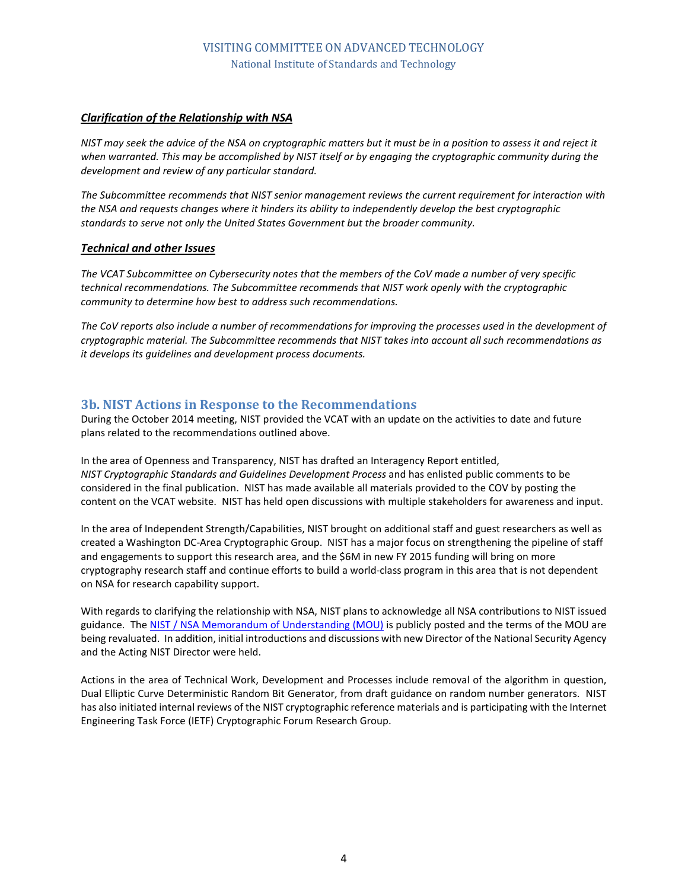***Clarification of the Relationship with NSA***

*NIST may seek the advice of the NSA on cryptographic matters but it must be in a position to assess it and reject it when warranted. This may be accomplished by NIST itself or by engaging the cryptographic community during the development and review of any particular standard.*

*The Subcommittee recommends that NIST senior management reviews the current requirement for interaction with the NSA and requests changes where it hinders its ability to independently develop the best cryptographic standards to serve not only the United States Government but the broader community.*

***Technical and other Issues***

*The VCAT Subcommittee on Cybersecurity notes that the members of the CoV made a number of very specific technical recommendations. The Subcommittee recommends that NIST work openly with the cryptographic community to determine how best to address such recommendations.*

*The CoV reports also include a number of recommendations for improving the processes used in the development of cryptographic material. The Subcommittee recommends that NIST takes into account all such recommendations as it develops its guidelines and development process documents.*

## 3b. NIST Actions in Response to the Recommendations

During the October 2014 meeting, NIST provided the VCAT with an update on the activities to date and future plans related to the recommendations outlined above.

In the area of Openness and Transparency, NIST has drafted an Interagency Report entitled, *NIST Cryptographic Standards and Guidelines Development Process* and has enlisted public comments to be considered in the final publication. NIST has made available all materials provided to the COV by posting the content on the VCAT website. NIST has held open discussions with multiple stakeholders for awareness and input.

In the area of Independent Strength/Capabilities, NIST brought on additional staff and guest researchers as well as created a Washington DC-Area Cryptographic Group. NIST has a major focus on strengthening the pipeline of staff and engagements to support this research area, and the $6M in new FY 2015 funding will bring on more cryptography research staff and continue efforts to build a world-class program in this area that is not dependent on NSA for research capability support.

With regards to clarifying the relationship with NSA, NIST plans to acknowledge all NSA contributions to NIST issued guidance. The NIST / NSA Memorandum of Understanding (MOU) is publicly posted and the terms of the MOU are being revaluated. In addition, initial introductions and discussions with new Director of the National Security Agency and the Acting NIST Director were held.

Actions in the area of Technical Work, Development and Processes include removal of the algorithm in question, Dual Elliptic Curve Deterministic Random Bit Generator, from draft guidance on random number generators. NIST has also initiated internal reviews of the NIST cryptographic reference materials and is participating with the Internet Engineering Task Force (IETF) Cryptographic Forum Research Group.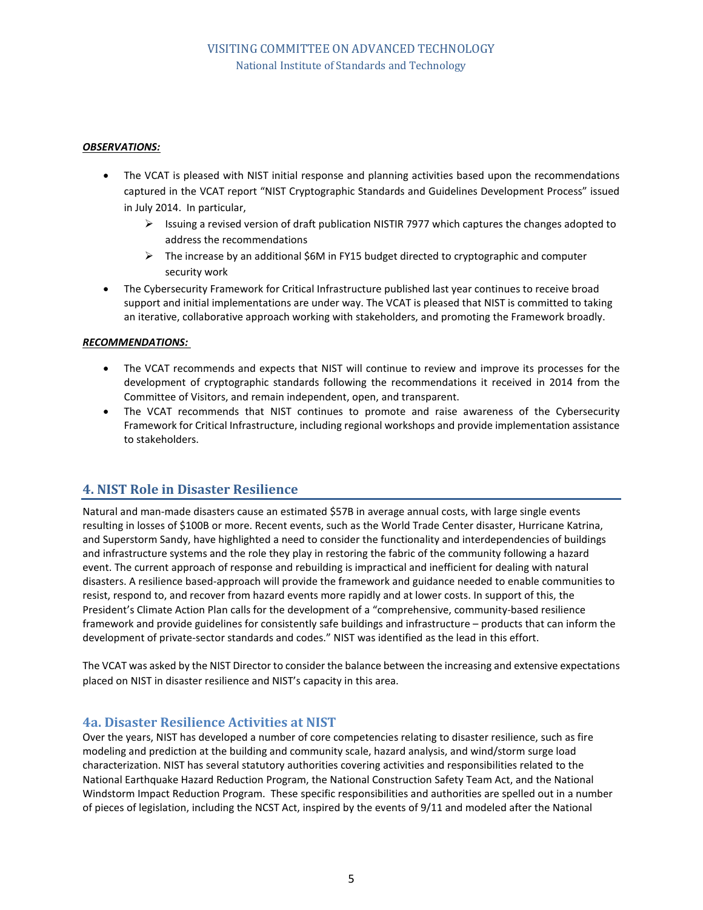***OBSERVATIONS:***

- The VCAT is pleased with NIST initial response and planning activities based upon the recommendations captured in the VCAT report "NIST Cryptographic Standards and Guidelines Development Process" issued in July 2014. In particular,
    - Issuing a revised version of draft publication NISTIR 7977 which captures the changes adopted to address the recommendations
    - The increase by an additional $6M in FY15 budget directed to cryptographic and computer security work
- The Cybersecurity Framework for Critical Infrastructure published last year continues to receive broad support and initial implementations are under way. The VCAT is pleased that NIST is committed to taking an iterative, collaborative approach working with stakeholders, and promoting the Framework broadly.

***RECOMMENDATIONS:***

- The VCAT recommends and expects that NIST will continue to review and improve its processes for the development of cryptographic standards following the recommendations it received in 2014 from the Committee of Visitors, and remain independent, open, and transparent.
- The VCAT recommends that NIST continues to promote and raise awareness of the Cybersecurity Framework for Critical Infrastructure, including regional workshops and provide implementation assistance to stakeholders.

## 4. NIST Role in Disaster Resilience

Natural and man-made disasters cause an estimated $57B in average annual costs, with large single events resulting in losses of $100B or more. Recent events, such as the World Trade Center disaster, Hurricane Katrina, and Superstorm Sandy, have highlighted a need to consider the functionality and interdependencies of buildings and infrastructure systems and the role they play in restoring the fabric of the community following a hazard event. The current approach of response and rebuilding is impractical and inefficient for dealing with natural disasters. A resilience based-approach will provide the framework and guidance needed to enable communities to resist, respond to, and recover from hazard events more rapidly and at lower costs. In support of this, the President's Climate Action Plan calls for the development of a "comprehensive, community-based resilience framework and provide guidelines for consistently safe buildings and infrastructure – products that can inform the development of private-sector standards and codes." NIST was identified as the lead in this effort.

The VCAT was asked by the NIST Director to consider the balance between the increasing and extensive expectations placed on NIST in disaster resilience and NIST's capacity in this area.

### 4a. Disaster Resilience Activities at NIST

Over the years, NIST has developed a number of core competencies relating to disaster resilience, such as fire modeling and prediction at the building and community scale, hazard analysis, and wind/storm surge load characterization. NIST has several statutory authorities covering activities and responsibilities related to the National Earthquake Hazard Reduction Program, the National Construction Safety Team Act, and the National Windstorm Impact Reduction Program. These specific responsibilities and authorities are spelled out in a number of pieces of legislation, including the NCST Act, inspired by the events of 9/11 and modeled after the National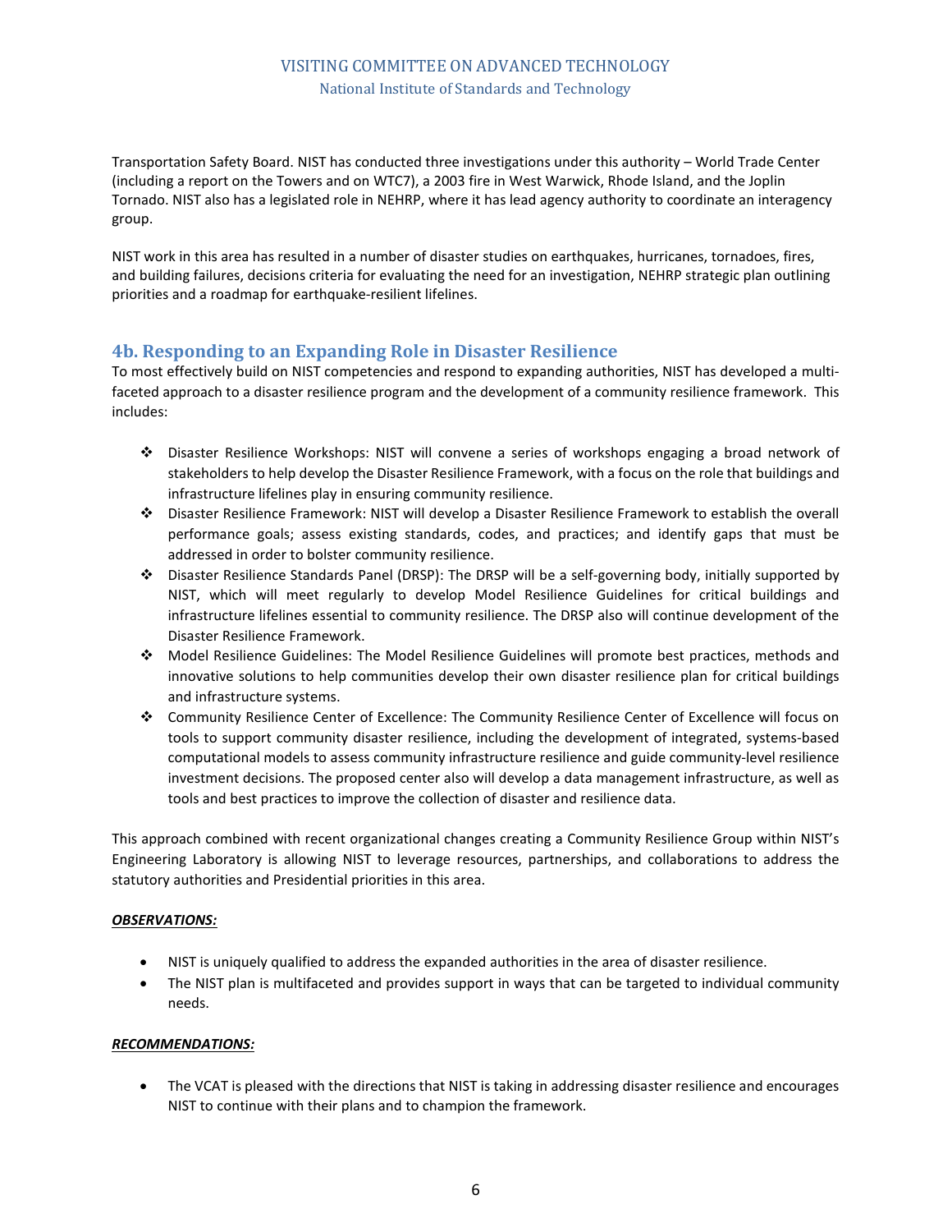Transportation Safety Board. NIST has conducted three investigations under this authority – World Trade Center (including a report on the Towers and on WTC7), a 2003 fire in West Warwick, Rhode Island, and the Joplin Tornado. NIST also has a legislated role in NEHRP, where it has lead agency authority to coordinate an interagency group.

NIST work in this area has resulted in a number of disaster studies on earthquakes, hurricanes, tornadoes, fires, and building failures, decisions criteria for evaluating the need for an investigation, NEHRP strategic plan outlining priorities and a roadmap for earthquake-resilient lifelines.

## 4b. Responding to an Expanding Role in Disaster Resilience

To most effectively build on NIST competencies and respond to expanding authorities, NIST has developed a multi-faceted approach to a disaster resilience program and the development of a community resilience framework. This includes:

- Disaster Resilience Workshops: NIST will convene a series of workshops engaging a broad network of stakeholders to help develop the Disaster Resilience Framework, with a focus on the role that buildings and infrastructure lifelines play in ensuring community resilience.
- Disaster Resilience Framework: NIST will develop a Disaster Resilience Framework to establish the overall performance goals; assess existing standards, codes, and practices; and identify gaps that must be addressed in order to bolster community resilience.
- Disaster Resilience Standards Panel (DRSP): The DRSP will be a self-governing body, initially supported by NIST, which will meet regularly to develop Model Resilience Guidelines for critical buildings and infrastructure lifelines essential to community resilience. The DRSP also will continue development of the Disaster Resilience Framework.
- Model Resilience Guidelines: The Model Resilience Guidelines will promote best practices, methods and innovative solutions to help communities develop their own disaster resilience plan for critical buildings and infrastructure systems.
- Community Resilience Center of Excellence: The Community Resilience Center of Excellence will focus on tools to support community disaster resilience, including the development of integrated, systems-based computational models to assess community infrastructure resilience and guide community-level resilience investment decisions. The proposed center also will develop a data management infrastructure, as well as tools and best practices to improve the collection of disaster and resilience data.

This approach combined with recent organizational changes creating a Community Resilience Group within NIST's Engineering Laboratory is allowing NIST to leverage resources, partnerships, and collaborations to address the statutory authorities and Presidential priorities in this area.

***OBSERVATIONS:***

- NIST is uniquely qualified to address the expanded authorities in the area of disaster resilience.
- The NIST plan is multifaceted and provides support in ways that can be targeted to individual community needs.

***RECOMMENDATIONS:***

- The VCAT is pleased with the directions that NIST is taking in addressing disaster resilience and encourages NIST to continue with their plans and to champion the framework.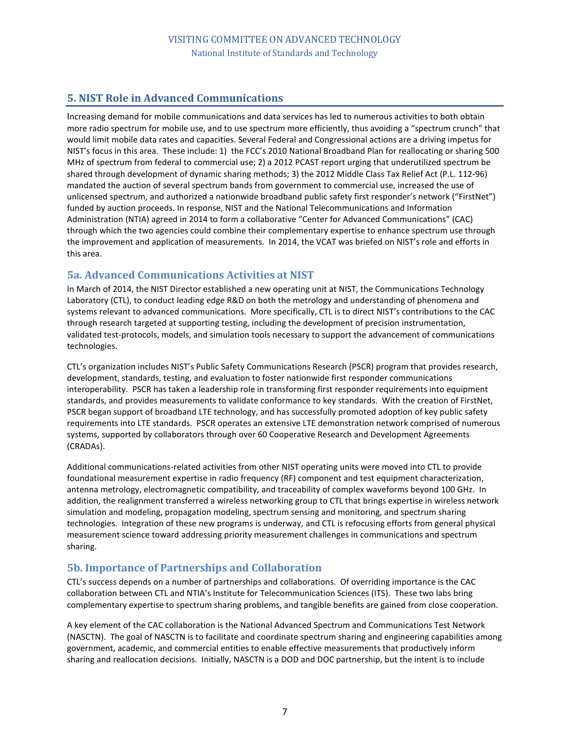## 5. NIST Role in Advanced Communications

Increasing demand for mobile communications and data services has led to numerous activities to both obtain more radio spectrum for mobile use, and to use spectrum more efficiently, thus avoiding a "spectrum crunch" that would limit mobile data rates and capacities. Several Federal and Congressional actions are a driving impetus for NIST's focus in this area. These include: 1) the FCC's 2010 National Broadband Plan for reallocating or sharing 500 MHz of spectrum from federal to commercial use; 2) a 2012 PCAST report urging that underutilized spectrum be shared through development of dynamic sharing methods; 3) the 2012 Middle Class Tax Relief Act (P.L. 112-96) mandated the auction of several spectrum bands from government to commercial use, increased the use of unlicensed spectrum, and authorized a nationwide broadband public safety first responder's network ("FirstNet") funded by auction proceeds. In response, NIST and the National Telecommunications and Information Administration (NTIA) agreed in 2014 to form a collaborative "Center for Advanced Communications" (CAC) through which the two agencies could combine their complementary expertise to enhance spectrum use through the improvement and application of measurements. In 2014, the VCAT was briefed on NIST's role and efforts in this area.

### 5a. Advanced Communications Activities at NIST

In March of 2014, the NIST Director established a new operating unit at NIST, the Communications Technology Laboratory (CTL), to conduct leading edge R&D on both the metrology and understanding of phenomena and systems relevant to advanced communications. More specifically, CTL is to direct NIST's contributions to the CAC through research targeted at supporting testing, including the development of precision instrumentation, validated test-protocols, models, and simulation tools necessary to support the advancement of communications technologies.

CTL's organization includes NIST's Public Safety Communications Research (PSCR) program that provides research, development, standards, testing, and evaluation to foster nationwide first responder communications interoperability. PSCR has taken a leadership role in transforming first responder requirements into equipment standards, and provides measurements to validate conformance to key standards. With the creation of FirstNet, PSCR began support of broadband LTE technology, and has successfully promoted adoption of key public safety requirements into LTE standards. PSCR operates an extensive LTE demonstration network comprised of numerous systems, supported by collaborators through over 60 Cooperative Research and Development Agreements (CRADAs).

Additional communications-related activities from other NIST operating units were moved into CTL to provide foundational measurement expertise in radio frequency (RF) component and test equipment characterization, antenna metrology, electromagnetic compatibility, and traceability of complex waveforms beyond 100 GHz. In addition, the realignment transferred a wireless networking group to CTL that brings expertise in wireless network simulation and modeling, propagation modeling, spectrum sensing and monitoring, and spectrum sharing technologies. Integration of these new programs is underway, and CTL is refocusing efforts from general physical measurement science toward addressing priority measurement challenges in communications and spectrum sharing.

### 5b. Importance of Partnerships and Collaboration

CTL's success depends on a number of partnerships and collaborations. Of overriding importance is the CAC collaboration between CTL and NTIA's Institute for Telecommunication Sciences (ITS). These two labs bring complementary expertise to spectrum sharing problems, and tangible benefits are gained from close cooperation.

A key element of the CAC collaboration is the National Advanced Spectrum and Communications Test Network (NASCTN). The goal of NASCTN is to facilitate and coordinate spectrum sharing and engineering capabilities among government, academic, and commercial entities to enable effective measurements that productively inform sharing and reallocation decisions. Initially, NASCTN is a DOD and DOC partnership, but the intent is to include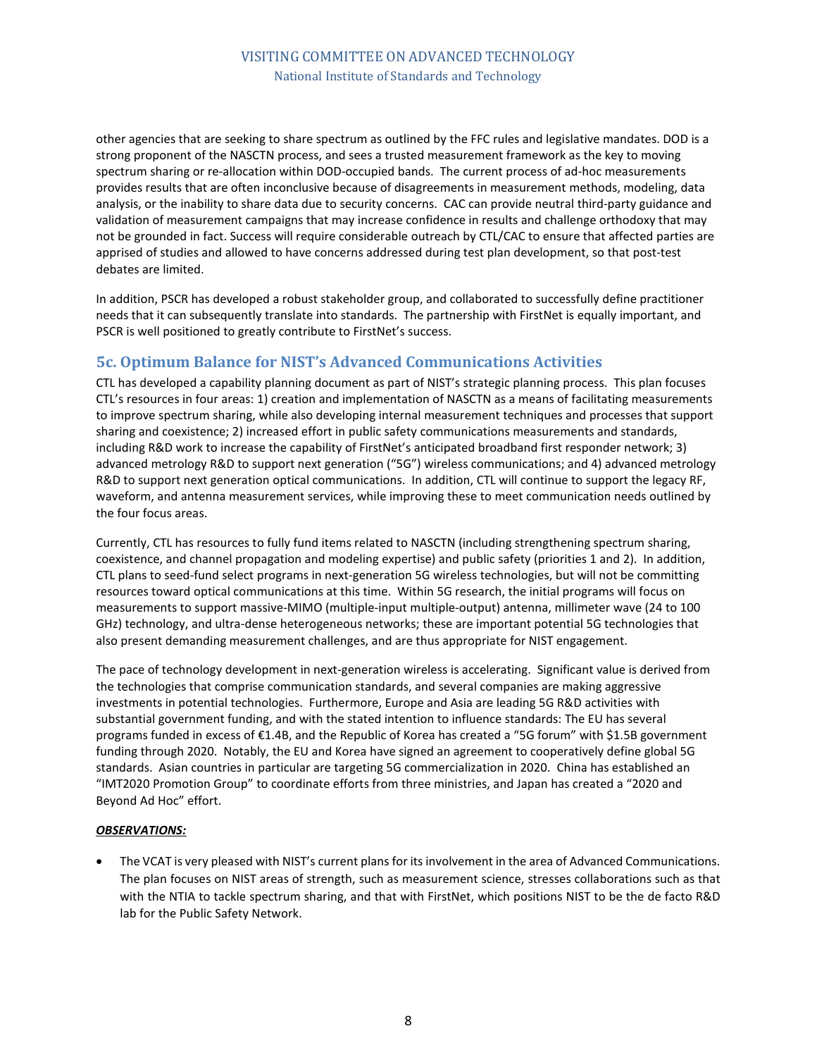other agencies that are seeking to share spectrum as outlined by the FFC rules and legislative mandates. DOD is a strong proponent of the NASCTN process, and sees a trusted measurement framework as the key to moving spectrum sharing or re-allocation within DOD-occupied bands. The current process of ad-hoc measurements provides results that are often inconclusive because of disagreements in measurement methods, modeling, data analysis, or the inability to share data due to security concerns. CAC can provide neutral third-party guidance and validation of measurement campaigns that may increase confidence in results and challenge orthodoxy that may not be grounded in fact. Success will require considerable outreach by CTL/CAC to ensure that affected parties are apprised of studies and allowed to have concerns addressed during test plan development, so that post-test debates are limited.

In addition, PSCR has developed a robust stakeholder group, and collaborated to successfully define practitioner needs that it can subsequently translate into standards. The partnership with FirstNet is equally important, and PSCR is well positioned to greatly contribute to FirstNet's success.

## 5c. Optimum Balance for NIST's Advanced Communications Activities

CTL has developed a capability planning document as part of NIST's strategic planning process. This plan focuses CTL's resources in four areas: 1) creation and implementation of NASCTN as a means of facilitating measurements to improve spectrum sharing, while also developing internal measurement techniques and processes that support sharing and coexistence; 2) increased effort in public safety communications measurements and standards, including R&D work to increase the capability of FirstNet's anticipated broadband first responder network; 3) advanced metrology R&D to support next generation ("5G") wireless communications; and 4) advanced metrology R&D to support next generation optical communications. In addition, CTL will continue to support the legacy RF, waveform, and antenna measurement services, while improving these to meet communication needs outlined by the four focus areas.

Currently, CTL has resources to fully fund items related to NASCTN (including strengthening spectrum sharing, coexistence, and channel propagation and modeling expertise) and public safety (priorities 1 and 2). In addition, CTL plans to seed-fund select programs in next-generation 5G wireless technologies, but will not be committing resources toward optical communications at this time. Within 5G research, the initial programs will focus on measurements to support massive-MIMO (multiple-input multiple-output) antenna, millimeter wave (24 to 100 GHz) technology, and ultra-dense heterogeneous networks; these are important potential 5G technologies that also present demanding measurement challenges, and are thus appropriate for NIST engagement.

The pace of technology development in next-generation wireless is accelerating. Significant value is derived from the technologies that comprise communication standards, and several companies are making aggressive investments in potential technologies. Furthermore, Europe and Asia are leading 5G R&D activities with substantial government funding, and with the stated intention to influence standards: The EU has several programs funded in excess of €1.4B, and the Republic of Korea has created a "5G forum" with $1.5B government funding through 2020. Notably, the EU and Korea have signed an agreement to cooperatively define global 5G standards. Asian countries in particular are targeting 5G commercialization in 2020. China has established an "IMT2020 Promotion Group" to coordinate efforts from three ministries, and Japan has created a "2020 and Beyond Ad Hoc" effort.

***OBSERVATIONS:***

- The VCAT is very pleased with NIST's current plans for its involvement in the area of Advanced Communications. The plan focuses on NIST areas of strength, such as measurement science, stresses collaborations such as that with the NTIA to tackle spectrum sharing, and that with FirstNet, which positions NIST to be the de facto R&D lab for the Public Safety Network.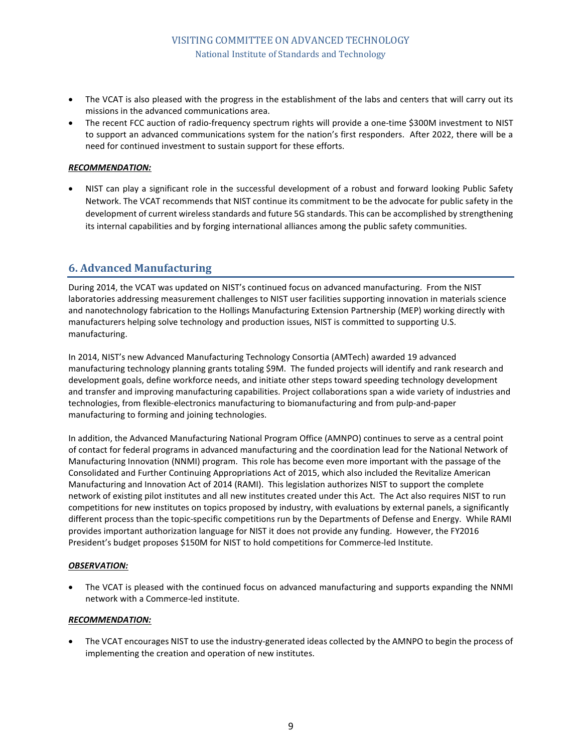- The VCAT is also pleased with the progress in the establishment of the labs and centers that will carry out its missions in the advanced communications area.
- The recent FCC auction of radio-frequency spectrum rights will provide a one-time $300M investment to NIST to support an advanced communications system for the nation's first responders. After 2022, there will be a need for continued investment to sustain support for these efforts.

***RECOMMENDATION:***

- NIST can play a significant role in the successful development of a robust and forward looking Public Safety Network. The VCAT recommends that NIST continue its commitment to be the advocate for public safety in the development of current wireless standards and future 5G standards. This can be accomplished by strengthening its internal capabilities and by forging international alliances among the public safety communities.

## 6. Advanced Manufacturing

During 2014, the VCAT was updated on NIST's continued focus on advanced manufacturing. From the NIST laboratories addressing measurement challenges to NIST user facilities supporting innovation in materials science and nanotechnology fabrication to the Hollings Manufacturing Extension Partnership (MEP) working directly with manufacturers helping solve technology and production issues, NIST is committed to supporting U.S. manufacturing.

In 2014, NIST's new Advanced Manufacturing Technology Consortia (AMTech) awarded 19 advanced manufacturing technology planning grants totaling $9M. The funded projects will identify and rank research and development goals, define workforce needs, and initiate other steps toward speeding technology development and transfer and improving manufacturing capabilities. Project collaborations span a wide variety of industries and technologies, from flexible-electronics manufacturing to biomanufacturing and from pulp-and-paper manufacturing to forming and joining technologies.

In addition, the Advanced Manufacturing National Program Office (AMNPO) continues to serve as a central point of contact for federal programs in advanced manufacturing and the coordination lead for the National Network of Manufacturing Innovation (NNMI) program. This role has become even more important with the passage of the Consolidated and Further Continuing Appropriations Act of 2015, which also included the Revitalize American Manufacturing and Innovation Act of 2014 (RAMI). This legislation authorizes NIST to support the complete network of existing pilot institutes and all new institutes created under this Act. The Act also requires NIST to run competitions for new institutes on topics proposed by industry, with evaluations by external panels, a significantly different process than the topic-specific competitions run by the Departments of Defense and Energy. While RAMI provides important authorization language for NIST it does not provide any funding. However, the FY2016 President's budget proposes $150M for NIST to hold competitions for Commerce-led Institute.

***OBSERVATION:***

- The VCAT is pleased with the continued focus on advanced manufacturing and supports expanding the NNMI network with a Commerce-led institute.

***RECOMMENDATION:***

- The VCAT encourages NIST to use the industry-generated ideas collected by the AMNPO to begin the process of implementing the creation and operation of new institutes.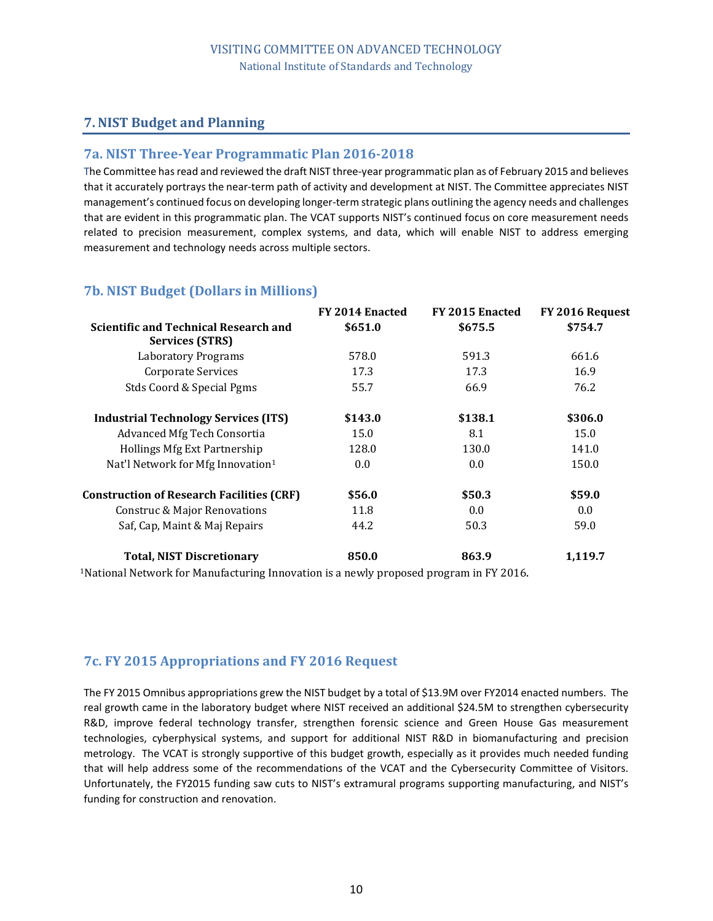## 7. NIST Budget and Planning

### 7a. NIST Three-Year Programmatic Plan 2016-2018

The Committee has read and reviewed the draft NIST three-year programmatic plan as of February 2015 and believes that it accurately portrays the near-term path of activity and development at NIST. The Committee appreciates NIST management's continued focus on developing longer-term strategic plans outlining the agency needs and challenges that are evident in this programmatic plan. The VCAT supports NIST's continued focus on core measurement needs related to precision measurement, complex systems, and data, which will enable NIST to address emerging measurement and technology needs across multiple sectors.

### 7b. NIST Budget (Dollars in Millions)

| | FY 2014 Enacted | FY 2015 Enacted | FY 2016 Request |
|---|---|---|---|
| **Scientific and Technical Research and Services (STRS)** | **$651.0** | **$675.5** | **$754.7** |
| Laboratory Programs | 578.0 | 591.3 | 661.6 |
| Corporate Services | 17.3 | 17.3 | 16.9 |
| Stds Coord & Special Pgms | 55.7 | 66.9 | 76.2 |
| **Industrial Technology Services (ITS)** | **$143.0** | **$138.1** | **$306.0** |
| Advanced Mfg Tech Consortia | 15.0 | 8.1 | 15.0 |
| Hollings Mfg Ext Partnership | 128.0 | 130.0 | 141.0 |
| Nat'l Network for Mfg Innovation[1] | 0.0 | 0.0 | 150.0 |
| **Construction of Research Facilities (CRF)** | **$56.0** | **$50.3** | **$59.0** |
| Construc & Major Renovations | 11.8 | 0.0 | 0.0 |
| Saf, Cap, Maint & Maj Repairs | 44.2 | 50.3 | 59.0 |
| **Total, NIST Discretionary** | **850.0** | **863.9** | **1,119.7** |

[1]National Network for Manufacturing Innovation is a newly proposed program in FY 2016.

### 7c. FY 2015 Appropriations and FY 2016 Request

The FY 2015 Omnibus appropriations grew the NIST budget by a total of $13.9M over FY2014 enacted numbers. The real growth came in the laboratory budget where NIST received an additional $24.5M to strengthen cybersecurity R&D, improve federal technology transfer, strengthen forensic science and Green House Gas measurement technologies, cyberphysical systems, and support for additional NIST R&D in biomanufacturing and precision metrology. The VCAT is strongly supportive of this budget growth, especially as it provides much needed funding that will help address some of the recommendations of the VCAT and the Cybersecurity Committee of Visitors. Unfortunately, the FY2015 funding saw cuts to NIST's extramural programs supporting manufacturing, and NIST's funding for construction and renovation.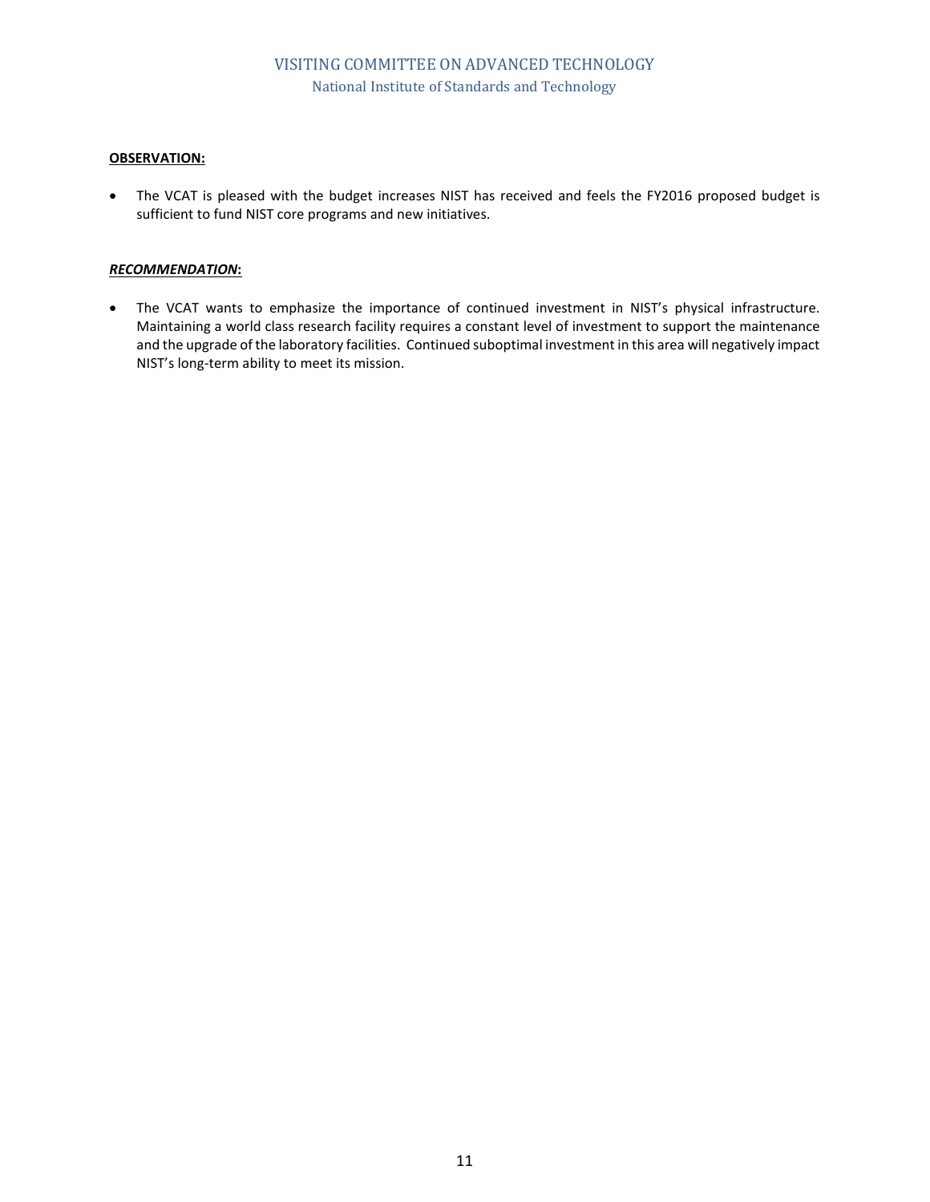**OBSERVATION:**

- The VCAT is pleased with the budget increases NIST has received and feels the FY2016 proposed budget is sufficient to fund NIST core programs and new initiatives.

***RECOMMENDATION*:**

- The VCAT wants to emphasize the importance of continued investment in NIST's physical infrastructure. Maintaining a world class research facility requires a constant level of investment to support the maintenance and the upgrade of the laboratory facilities. Continued suboptimal investment in this area will negatively impact NIST's long-term ability to meet its mission.